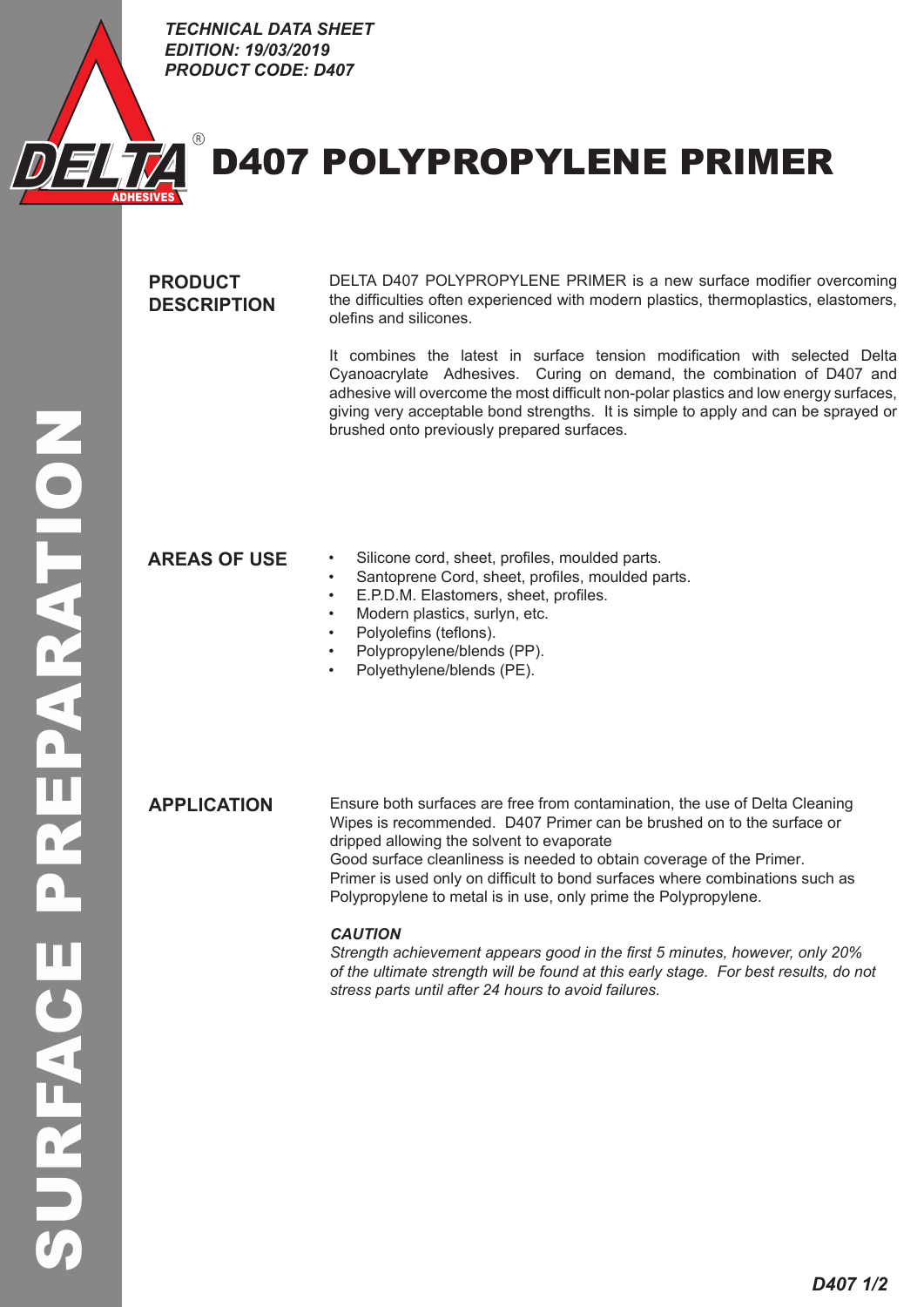*TECHNICAL DATA SHEET*
*EDITION: 19/03/2019*
*PRODUCT CODE: D407*

# D407 POLYPROPYLENE PRIMER

SURFACE PREPARATION

## PRODUCT DESCRIPTION

DELTA D407 POLYPROPYLENE PRIMER is a new surface modifier overcoming the difficulties often experienced with modern plastics, thermoplastics, elastomers, olefins and silicones.

It combines the latest in surface tension modification with selected Delta Cyanoacrylate Adhesives. Curing on demand, the combination of D407 and adhesive will overcome the most difficult non-polar plastics and low energy surfaces, giving very acceptable bond strengths. It is simple to apply and can be sprayed or brushed onto previously prepared surfaces.

## AREAS OF USE

- Silicone cord, sheet, profiles, moulded parts.
- Santoprene Cord, sheet, profiles, moulded parts.
- E.P.D.M. Elastomers, sheet, profiles.
- Modern plastics, surlyn, etc.
- Polyolefins (teflons).
- Polypropylene/blends (PP).
- Polyethylene/blends (PE).

## APPLICATION

Ensure both surfaces are free from contamination, the use of Delta Cleaning Wipes is recommended. D407 Primer can be brushed on to the surface or dripped allowing the solvent to evaporate
Good surface cleanliness is needed to obtain coverage of the Primer.
Primer is used only on difficult to bond surfaces where combinations such as Polypropylene to metal is in use, only prime the Polypropylene.

***CAUTION***

*Strength achievement appears good in the first 5 minutes, however, only 20% of the ultimate strength will be found at this early stage. For best results, do not stress parts until after 24 hours to avoid failures.*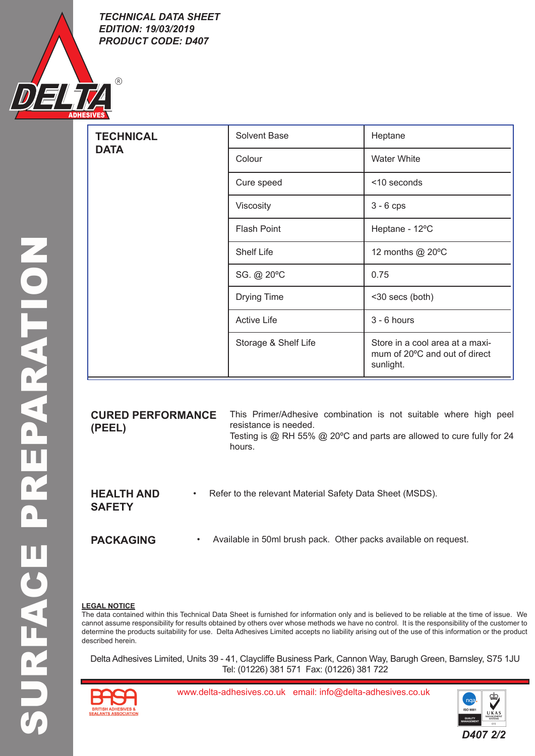*TECHNICAL DATA SHEET*
*EDITION: 19/03/2019*
*PRODUCT CODE: D407*

SURFACE PREPARATION

| | | |
|---|---|---|
| **TECHNICAL DATA** | Solvent Base | Heptane |
| | Colour | Water White |
| | Cure speed | <10 seconds |
| | Viscosity | 3 - 6 cps |
| | Flash Point | Heptane - 12ºC |
| | Shelf Life | 12 months @ 20ºC |
| | SG. @ 20ºC | 0.75 |
| | Drying Time | <30 secs (both) |
| | Active Life | 3 - 6 hours |
| | Storage & Shelf Life | Store in a cool area at a maximum of 20ºC and out of direct sunlight. |

## CURED PERFORMANCE (PEEL)

This Primer/Adhesive combination is not suitable where high peel resistance is needed.
Testing is @ RH 55% @ 20ºC and parts are allowed to cure fully for 24 hours.

## HEALTH AND SAFETY

- Refer to the relevant Material Safety Data Sheet (MSDS).

## PACKAGING

- Available in 50ml brush pack. Other packs available on request.

**LEGAL NOTICE**
The data contained within this Technical Data Sheet is furnished for information only and is believed to be reliable at the time of issue. We cannot assume responsibility for results obtained by others over whose methods we have no control. It is the responsibility of the customer to determine the products suitability for use. Delta Adhesives Limited accepts no liability arising out of the use of this information or the product described herein.

Delta Adhesives Limited, Units 39 - 41, Claycliffe Business Park, Cannon Way, Barugh Green, Barnsley, S75 1JU
Tel: (01226) 381 571 Fax: (01226) 381 722

www.delta-adhesives.co.uk email: info@delta-adhesives.co.uk